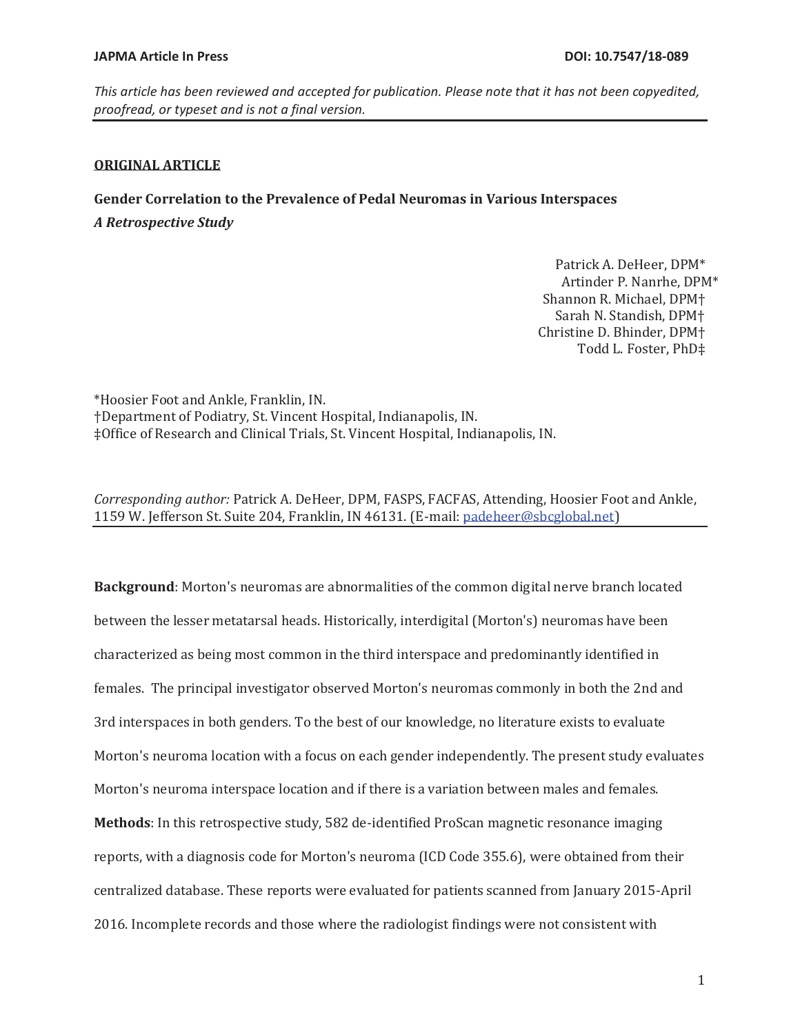This article has been reviewed and accepted for publication. Please note that it has not been copyedited, proofread, or typeset and is not a final version.

**ORIGINAL ARTICLE**

# Gender Correlation to the Prevalence of Pedal Neuromas in Various Interspaces

## *A Retrospective Study*

Patrick A. DeHeer, DPM*
Artinder P. Nanrhe, DPM*
Shannon R. Michael, DPM†
Sarah N. Standish, DPM†
Christine D. Bhinder, DPM†
Todd L. Foster, PhD‡

*Hoosier Foot and Ankle, Franklin, IN.
†Department of Podiatry, St. Vincent Hospital, Indianapolis, IN.
‡Office of Research and Clinical Trials, St. Vincent Hospital, Indianapolis, IN.

*Corresponding author:* Patrick A. DeHeer, DPM, FASPS, FACFAS, Attending, Hoosier Foot and Ankle, 1159 W. Jefferson St. Suite 204, Franklin, IN 46131. (E-mail: padeheer@sbcglobal.net)

**Background**: Morton's neuromas are abnormalities of the common digital nerve branch located between the lesser metatarsal heads. Historically, interdigital (Morton's) neuromas have been characterized as being most common in the third interspace and predominantly identified in females. The principal investigator observed Morton's neuromas commonly in both the 2nd and 3rd interspaces in both genders. To the best of our knowledge, no literature exists to evaluate Morton's neuroma location with a focus on each gender independently. The present study evaluates Morton's neuroma interspace location and if there is a variation between males and females.

**Methods**: In this retrospective study, 582 de-identified ProScan magnetic resonance imaging reports, with a diagnosis code for Morton's neuroma (ICD Code 355.6), were obtained from their centralized database. These reports were evaluated for patients scanned from January 2015-April 2016. Incomplete records and those where the radiologist findings were not consistent with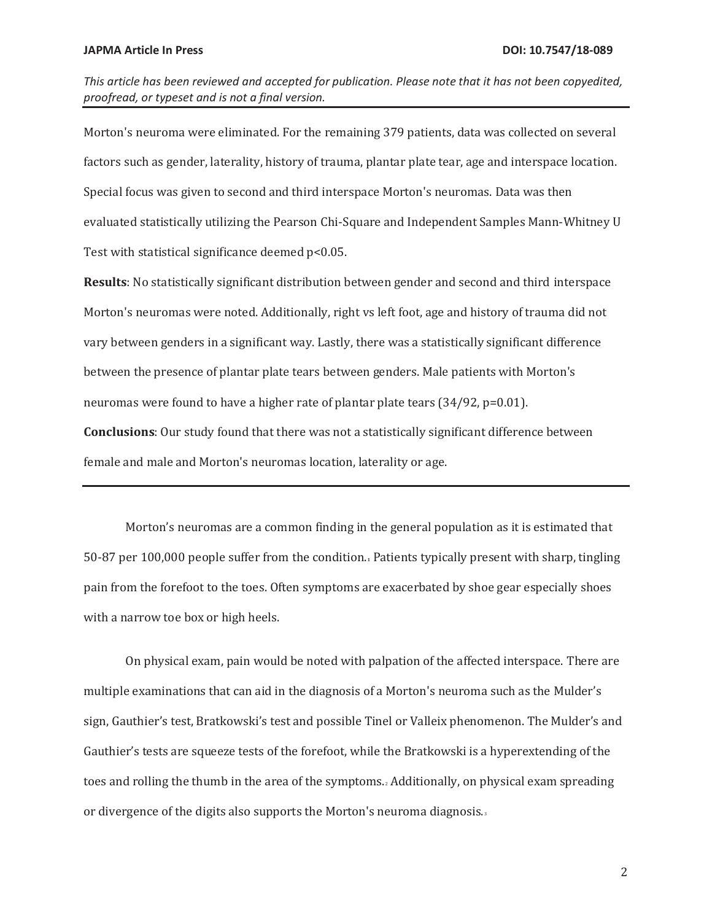Morton's neuroma were eliminated. For the remaining 379 patients, data was collected on several factors such as gender, laterality, history of trauma, plantar plate tear, age and interspace location. Special focus was given to second and third interspace Morton's neuromas. Data was then evaluated statistically utilizing the Pearson Chi-Square and Independent Samples Mann-Whitney U Test with statistical significance deemed $p<0.05$.

**Results**: No statistically significant distribution between gender and second and third interspace Morton's neuromas were noted. Additionally, right vs left foot, age and history of trauma did not vary between genders in a significant way. Lastly, there was a statistically significant difference between the presence of plantar plate tears between genders. Male patients with Morton's neuromas were found to have a higher rate of plantar plate tears (34/92, $p=0.01$).

**Conclusions**: Our study found that there was not a statistically significant difference between female and male and Morton's neuromas location, laterality or age.

---

Morton's neuromas are a common finding in the general population as it is estimated that 50-87 per 100,000 people suffer from the condition.[1] Patients typically present with sharp, tingling pain from the forefoot to the toes. Often symptoms are exacerbated by shoe gear especially shoes with a narrow toe box or high heels.

On physical exam, pain would be noted with palpation of the affected interspace. There are multiple examinations that can aid in the diagnosis of a Morton's neuroma such as the Mulder's sign, Gauthier's test, Bratkowski's test and possible Tinel or Valleix phenomenon. The Mulder's and Gauthier's tests are squeeze tests of the forefoot, while the Bratkowski is a hyperextending of the toes and rolling the thumb in the area of the symptoms.[2] Additionally, on physical exam spreading or divergence of the digits also supports the Morton's neuroma diagnosis.[3]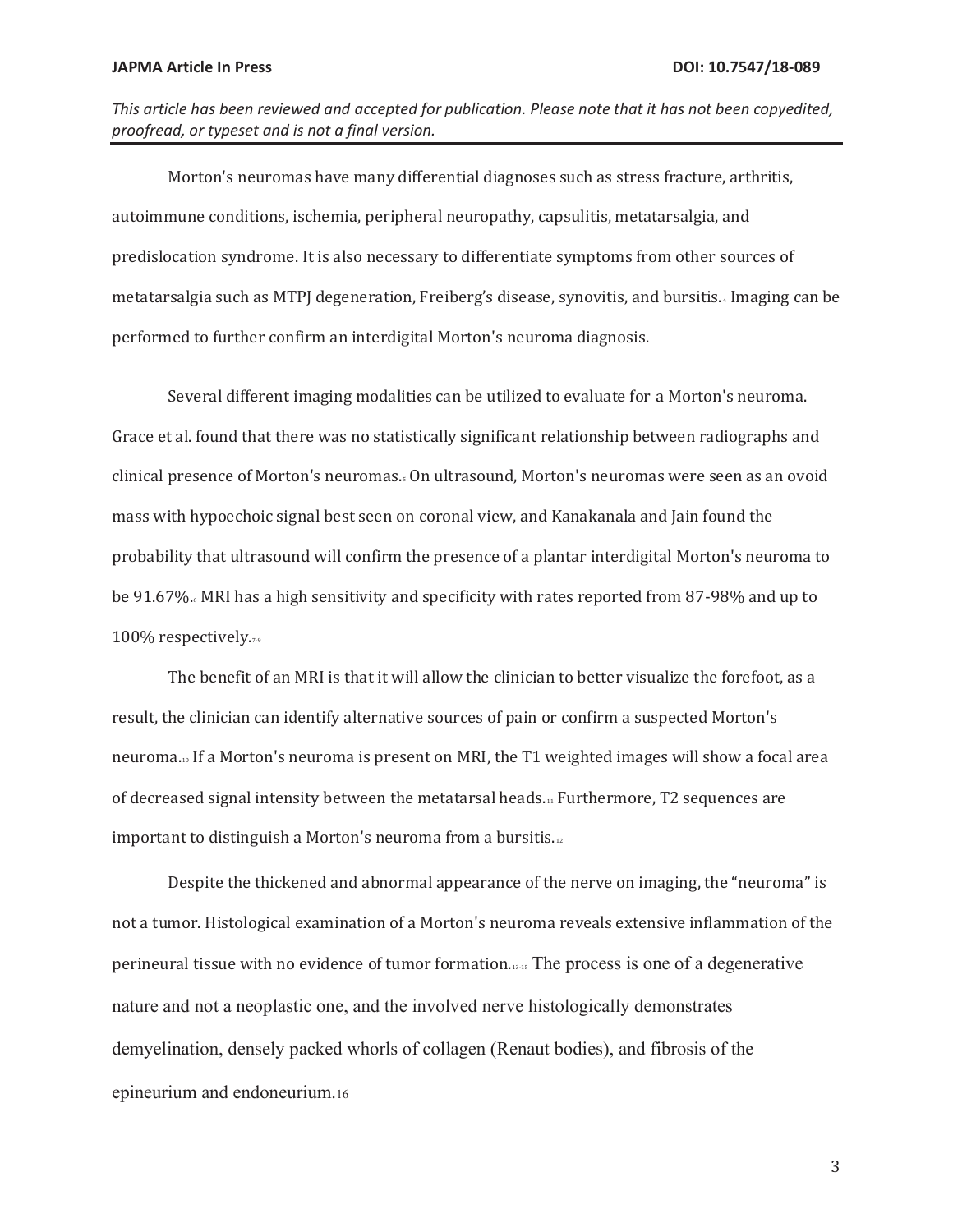Morton's neuromas have many differential diagnoses such as stress fracture, arthritis, autoimmune conditions, ischemia, peripheral neuropathy, capsulitis, metatarsalgia, and predislocation syndrome. It is also necessary to differentiate symptoms from other sources of metatarsalgia such as MTPJ degeneration, Freiberg's disease, synovitis, and bursitis.[4] Imaging can be performed to further confirm an interdigital Morton's neuroma diagnosis.

Several different imaging modalities can be utilized to evaluate for a Morton's neuroma. Grace et al. found that there was no statistically significant relationship between radiographs and clinical presence of Morton's neuromas.[5] On ultrasound, Morton's neuromas were seen as an ovoid mass with hypoechoic signal best seen on coronal view, and Kanakanala and Jain found the probability that ultrasound will confirm the presence of a plantar interdigital Morton's neuroma to be 91.67%.[6] MRI has a high sensitivity and specificity with rates reported from 87-98% and up to 100% respectively.[7-9]

The benefit of an MRI is that it will allow the clinician to better visualize the forefoot, as a result, the clinician can identify alternative sources of pain or confirm a suspected Morton's neuroma.[10] If a Morton's neuroma is present on MRI, the T1 weighted images will show a focal area of decreased signal intensity between the metatarsal heads.[11] Furthermore, T2 sequences are important to distinguish a Morton's neuroma from a bursitis.[12]

Despite the thickened and abnormal appearance of the nerve on imaging, the "neuroma" is not a tumor. Histological examination of a Morton's neuroma reveals extensive inflammation of the perineural tissue with no evidence of tumor formation.[13-15] The process is one of a degenerative nature and not a neoplastic one, and the involved nerve histologically demonstrates demyelination, densely packed whorls of collagen (Renaut bodies), and fibrosis of the epineurium and endoneurium.[16]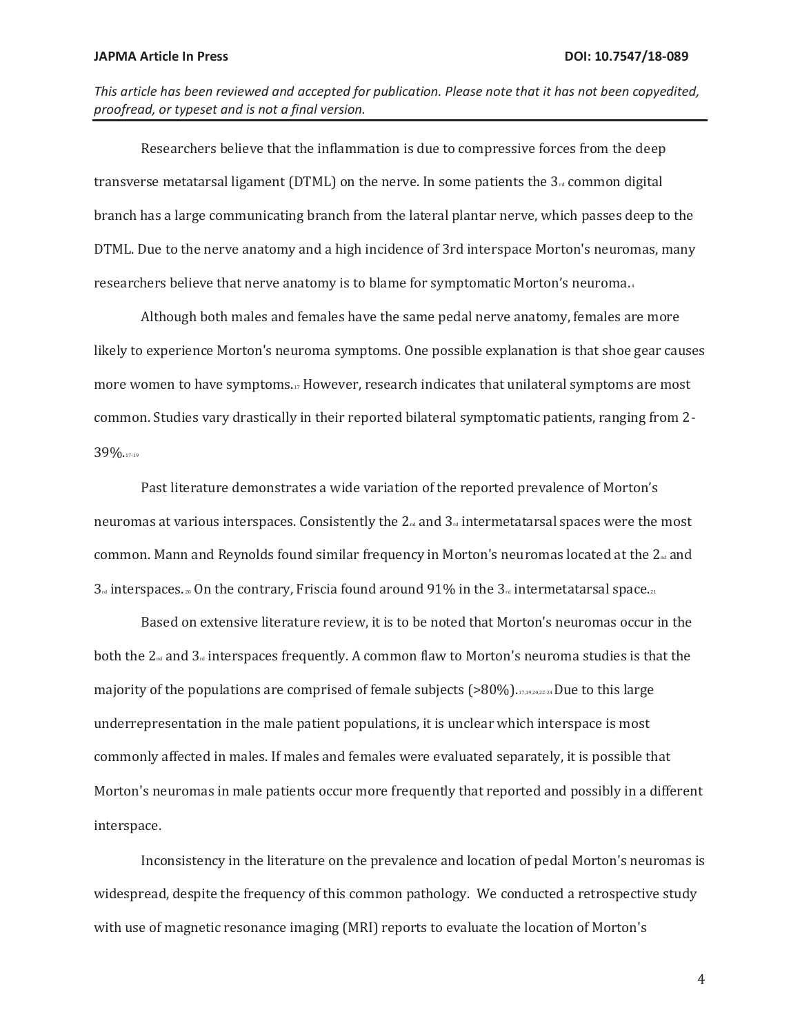Researchers believe that the inflammation is due to compressive forces from the deep transverse metatarsal ligament (DTML) on the nerve. In some patients the 3rd common digital branch has a large communicating branch from the lateral plantar nerve, which passes deep to the DTML. Due to the nerve anatomy and a high incidence of 3rd interspace Morton's neuromas, many researchers believe that nerve anatomy is to blame for symptomatic Morton's neuroma.[4]

Although both males and females have the same pedal nerve anatomy, females are more likely to experience Morton's neuroma symptoms. One possible explanation is that shoe gear causes more women to have symptoms.[17] However, research indicates that unilateral symptoms are most common. Studies vary drastically in their reported bilateral symptomatic patients, ranging from 2-39%.[17-19]

Past literature demonstrates a wide variation of the reported prevalence of Morton's neuromas at various interspaces. Consistently the 2nd and 3rd intermetatarsal spaces were the most common. Mann and Reynolds found similar frequency in Morton's neuromas located at the 2nd and 3rd interspaces.[20] On the contrary, Friscia found around 91% in the 3rd intermetatarsal space.[21]

Based on extensive literature review, it is to be noted that Morton's neuromas occur in the both the 2nd and 3rd interspaces frequently. A common flaw to Morton's neuroma studies is that the majority of the populations are comprised of female subjects (>80%).[17,19,20,22-24] Due to this large underrepresentation in the male patient populations, it is unclear which interspace is most commonly affected in males. If males and females were evaluated separately, it is possible that Morton's neuromas in male patients occur more frequently that reported and possibly in a different interspace.

Inconsistency in the literature on the prevalence and location of pedal Morton's neuromas is widespread, despite the frequency of this common pathology. We conducted a retrospective study with use of magnetic resonance imaging (MRI) reports to evaluate the location of Morton's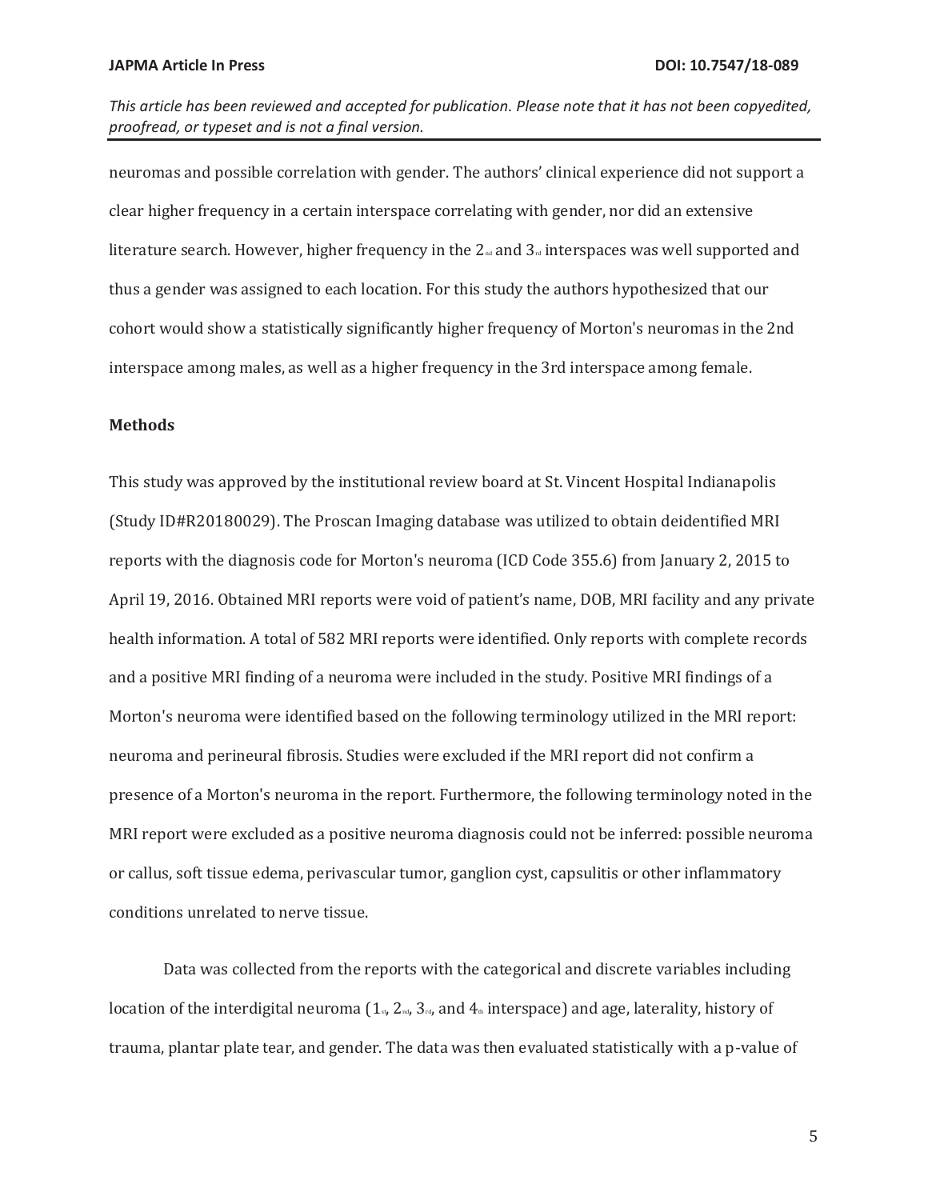neuromas and possible correlation with gender. The authors' clinical experience did not support a clear higher frequency in a certain interspace correlating with gender, nor did an extensive literature search. However, higher frequency in the 2nd and 3rd interspaces was well supported and thus a gender was assigned to each location. For this study the authors hypothesized that our cohort would show a statistically significantly higher frequency of Morton's neuromas in the 2nd interspace among males, as well as a higher frequency in the 3rd interspace among female.

## Methods

This study was approved by the institutional review board at St. Vincent Hospital Indianapolis (Study ID#R20180029). The Proscan Imaging database was utilized to obtain deidentified MRI reports with the diagnosis code for Morton's neuroma (ICD Code 355.6) from January 2, 2015 to April 19, 2016. Obtained MRI reports were void of patient's name, DOB, MRI facility and any private health information. A total of 582 MRI reports were identified. Only reports with complete records and a positive MRI finding of a neuroma were included in the study. Positive MRI findings of a Morton's neuroma were identified based on the following terminology utilized in the MRI report: neuroma and perineural fibrosis. Studies were excluded if the MRI report did not confirm a presence of a Morton's neuroma in the report. Furthermore, the following terminology noted in the MRI report were excluded as a positive neuroma diagnosis could not be inferred: possible neuroma or callus, soft tissue edema, perivascular tumor, ganglion cyst, capsulitis or other inflammatory conditions unrelated to nerve tissue.

Data was collected from the reports with the categorical and discrete variables including location of the interdigital neuroma (1st, 2nd, 3rd, and 4th interspace) and age, laterality, history of trauma, plantar plate tear, and gender. The data was then evaluated statistically with a p-value of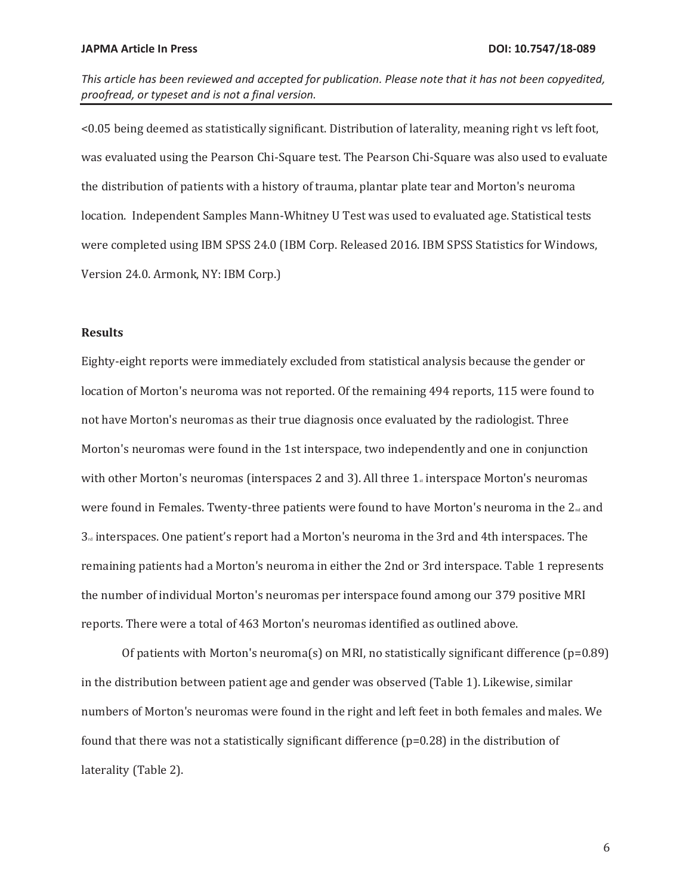<0.05 being deemed as statistically significant. Distribution of laterality, meaning right vs left foot, was evaluated using the Pearson Chi-Square test. The Pearson Chi-Square was also used to evaluate the distribution of patients with a history of trauma, plantar plate tear and Morton's neuroma location. Independent Samples Mann-Whitney U Test was used to evaluated age. Statistical tests were completed using IBM SPSS 24.0 (IBM Corp. Released 2016. IBM SPSS Statistics for Windows, Version 24.0. Armonk, NY: IBM Corp.)

## Results

Eighty-eight reports were immediately excluded from statistical analysis because the gender or location of Morton's neuroma was not reported. Of the remaining 494 reports, 115 were found to not have Morton's neuromas as their true diagnosis once evaluated by the radiologist. Three Morton's neuromas were found in the 1st interspace, two independently and one in conjunction with other Morton's neuromas (interspaces 2 and 3). All three 1st interspace Morton's neuromas were found in Females. Twenty-three patients were found to have Morton's neuroma in the 2nd and 3rd interspaces. One patient's report had a Morton's neuroma in the 3rd and 4th interspaces. The remaining patients had a Morton's neuroma in either the 2nd or 3rd interspace. Table 1 represents the number of individual Morton's neuromas per interspace found among our 379 positive MRI reports. There were a total of 463 Morton's neuromas identified as outlined above.

Of patients with Morton's neuroma(s) on MRI, no statistically significant difference ($p=0.89$) in the distribution between patient age and gender was observed (Table 1). Likewise, similar numbers of Morton's neuromas were found in the right and left feet in both females and males. We found that there was not a statistically significant difference ($p=0.28$) in the distribution of laterality (Table 2).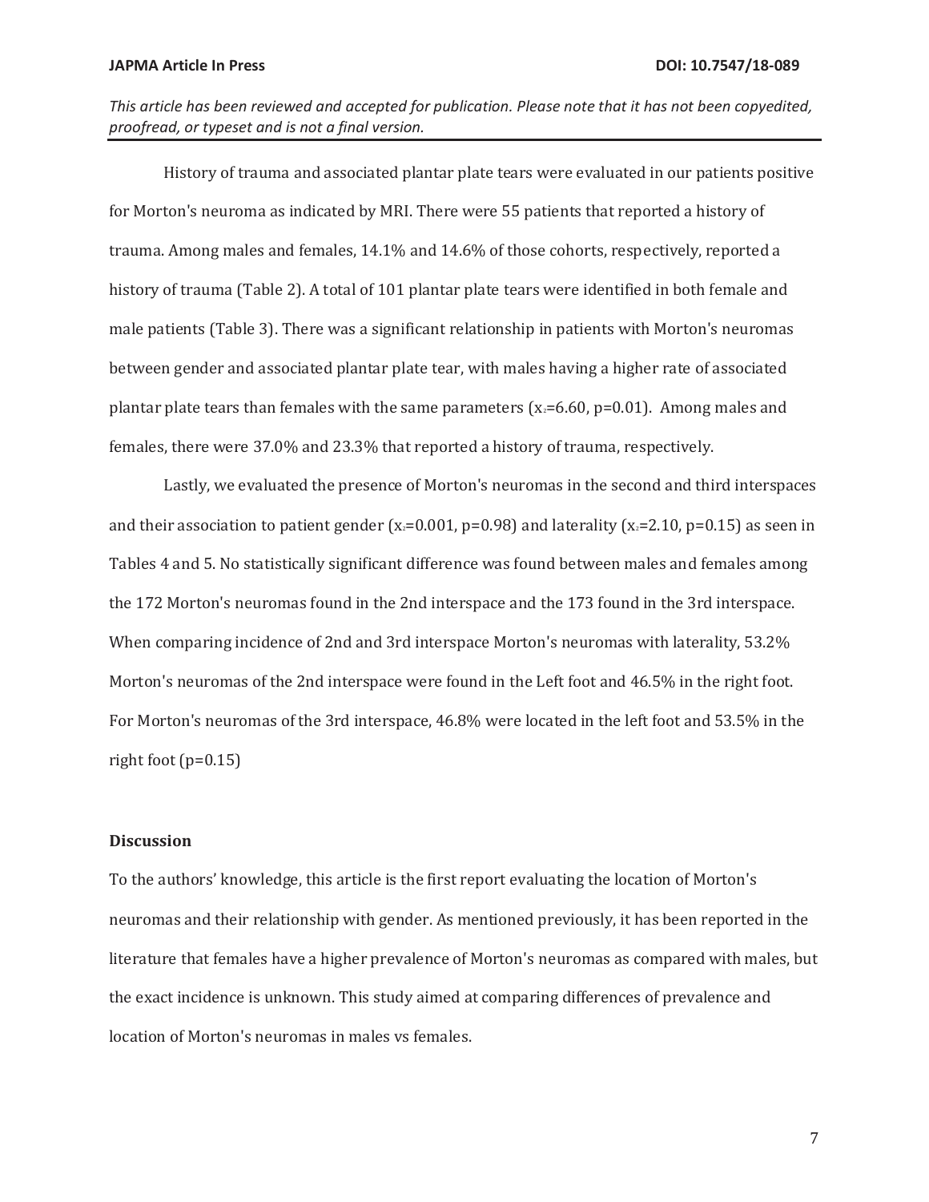History of trauma and associated plantar plate tears were evaluated in our patients positive for Morton's neuroma as indicated by MRI. There were 55 patients that reported a history of trauma. Among males and females, 14.1% and 14.6% of those cohorts, respectively, reported a history of trauma (Table 2). A total of 101 plantar plate tears were identified in both female and male patients (Table 3). There was a significant relationship in patients with Morton's neuromas between gender and associated plantar plate tear, with males having a higher rate of associated plantar plate tears than females with the same parameters ($x_2$=6.60, p=0.01). Among males and females, there were 37.0% and 23.3% that reported a history of trauma, respectively.

Lastly, we evaluated the presence of Morton's neuromas in the second and third interspaces and their association to patient gender ($x_2$=0.001, p=0.98) and laterality ($x_2$=2.10, p=0.15) as seen in Tables 4 and 5. No statistically significant difference was found between males and females among the 172 Morton's neuromas found in the 2nd interspace and the 173 found in the 3rd interspace. When comparing incidence of 2nd and 3rd interspace Morton's neuromas with laterality, 53.2% Morton's neuromas of the 2nd interspace were found in the Left foot and 46.5% in the right foot. For Morton's neuromas of the 3rd interspace, 46.8% were located in the left foot and 53.5% in the right foot (p=0.15)

## Discussion

To the authors' knowledge, this article is the first report evaluating the location of Morton's neuromas and their relationship with gender. As mentioned previously, it has been reported in the literature that females have a higher prevalence of Morton's neuromas as compared with males, but the exact incidence is unknown. This study aimed at comparing differences of prevalence and location of Morton's neuromas in males vs females.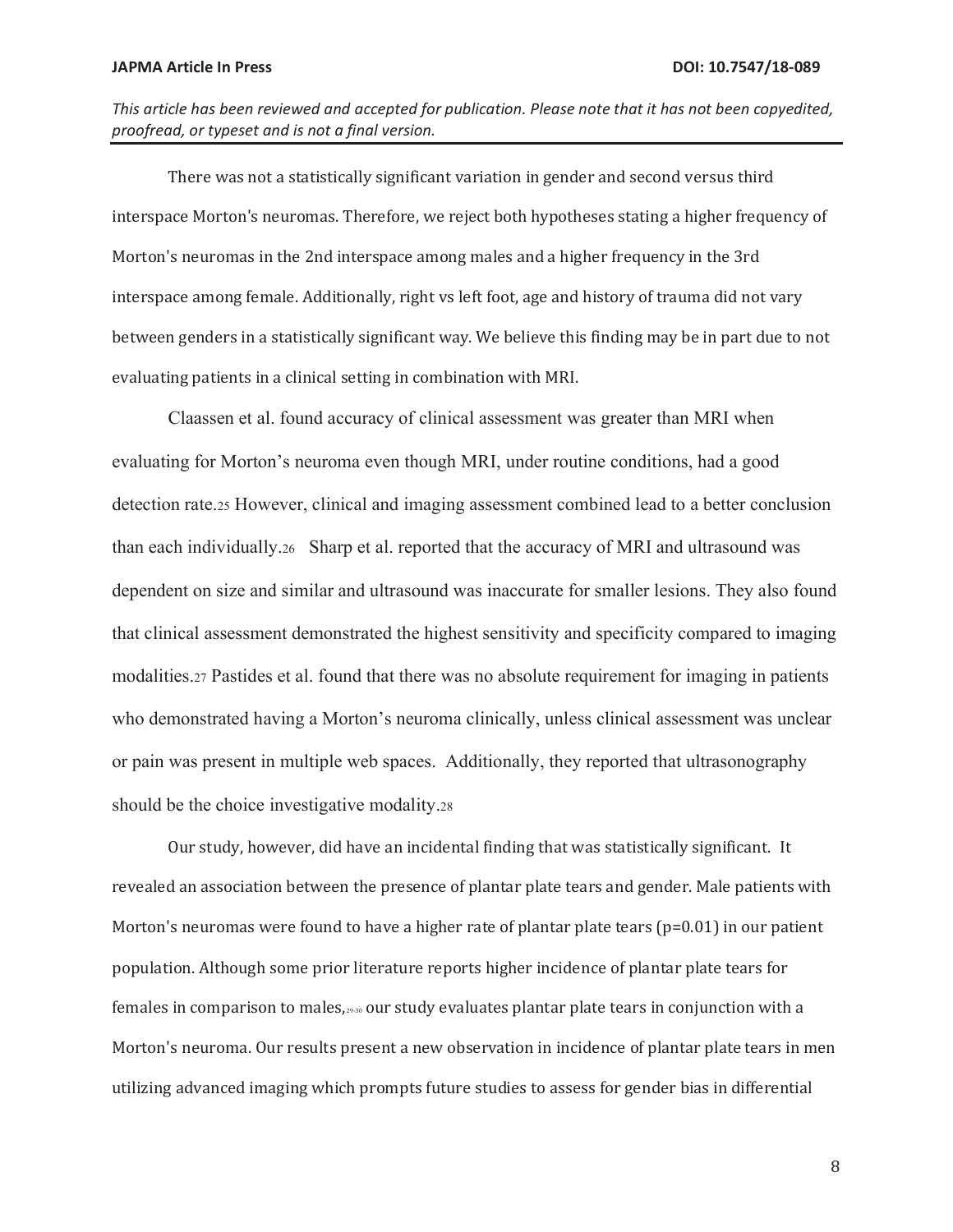There was not a statistically significant variation in gender and second versus third interspace Morton's neuromas. Therefore, we reject both hypotheses stating a higher frequency of Morton's neuromas in the 2nd interspace among males and a higher frequency in the 3rd interspace among female. Additionally, right vs left foot, age and history of trauma did not vary between genders in a statistically significant way. We believe this finding may be in part due to not evaluating patients in a clinical setting in combination with MRI.

Claassen et al. found accuracy of clinical assessment was greater than MRI when evaluating for Morton's neuroma even though MRI, under routine conditions, had a good detection rate.[25] However, clinical and imaging assessment combined lead to a better conclusion than each individually.[26] Sharp et al. reported that the accuracy of MRI and ultrasound was dependent on size and similar and ultrasound was inaccurate for smaller lesions. They also found that clinical assessment demonstrated the highest sensitivity and specificity compared to imaging modalities.[27] Pastides et al. found that there was no absolute requirement for imaging in patients who demonstrated having a Morton's neuroma clinically, unless clinical assessment was unclear or pain was present in multiple web spaces. Additionally, they reported that ultrasonography should be the choice investigative modality.[28]

Our study, however, did have an incidental finding that was statistically significant. It revealed an association between the presence of plantar plate tears and gender. Male patients with Morton's neuromas were found to have a higher rate of plantar plate tears ($p=0.01$) in our patient population. Although some prior literature reports higher incidence of plantar plate tears for females in comparison to males,[29-30] our study evaluates plantar plate tears in conjunction with a Morton's neuroma. Our results present a new observation in incidence of plantar plate tears in men utilizing advanced imaging which prompts future studies to assess for gender bias in differential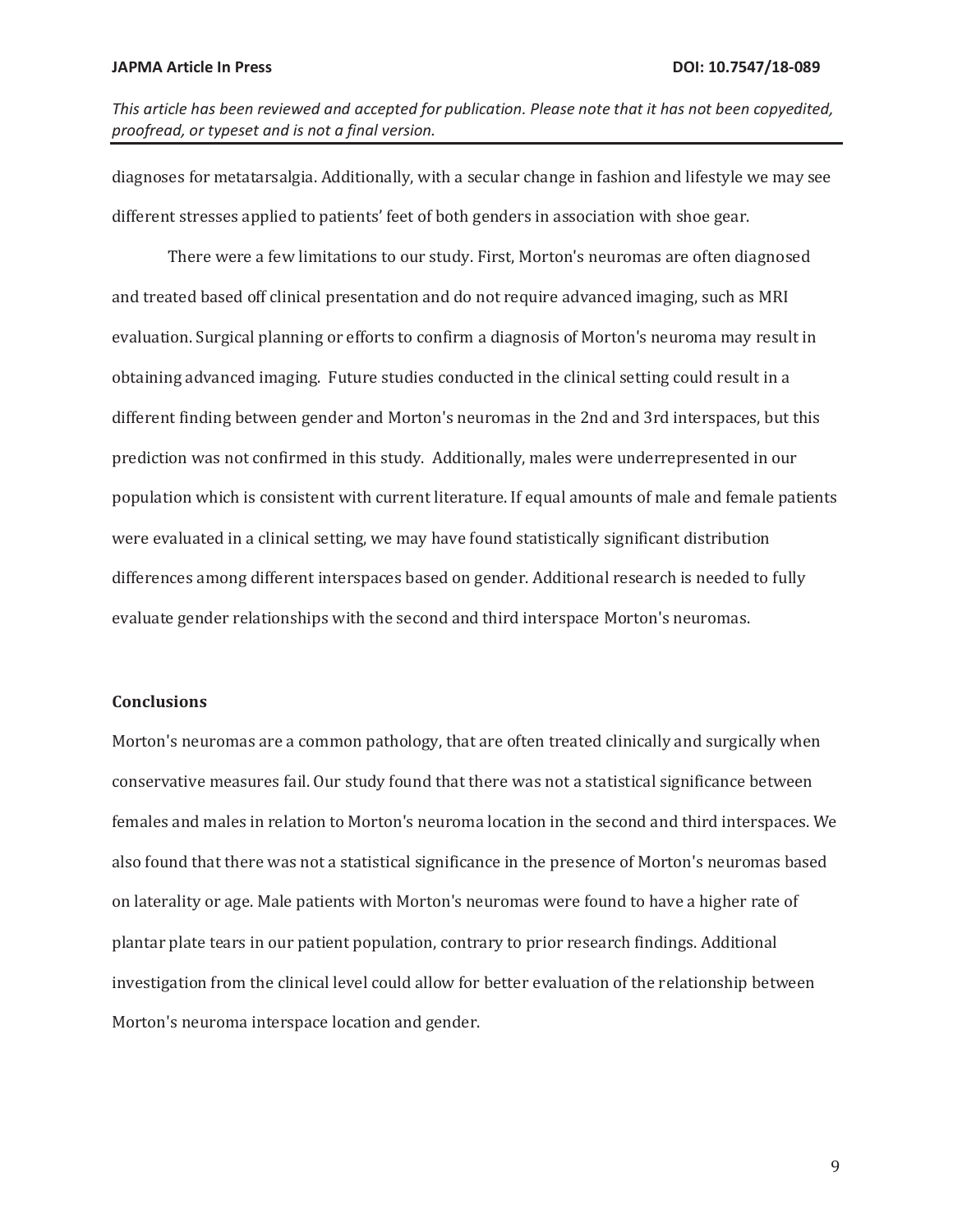diagnoses for metatarsalgia. Additionally, with a secular change in fashion and lifestyle we may see different stresses applied to patients' feet of both genders in association with shoe gear.

There were a few limitations to our study. First, Morton's neuromas are often diagnosed and treated based off clinical presentation and do not require advanced imaging, such as MRI evaluation. Surgical planning or efforts to confirm a diagnosis of Morton's neuroma may result in obtaining advanced imaging. Future studies conducted in the clinical setting could result in a different finding between gender and Morton's neuromas in the 2nd and 3rd interspaces, but this prediction was not confirmed in this study. Additionally, males were underrepresented in our population which is consistent with current literature. If equal amounts of male and female patients were evaluated in a clinical setting, we may have found statistically significant distribution differences among different interspaces based on gender. Additional research is needed to fully evaluate gender relationships with the second and third interspace Morton's neuromas.

## Conclusions

Morton's neuromas are a common pathology, that are often treated clinically and surgically when conservative measures fail. Our study found that there was not a statistical significance between females and males in relation to Morton's neuroma location in the second and third interspaces. We also found that there was not a statistical significance in the presence of Morton's neuromas based on laterality or age. Male patients with Morton's neuromas were found to have a higher rate of plantar plate tears in our patient population, contrary to prior research findings. Additional investigation from the clinical level could allow for better evaluation of the relationship between Morton's neuroma interspace location and gender.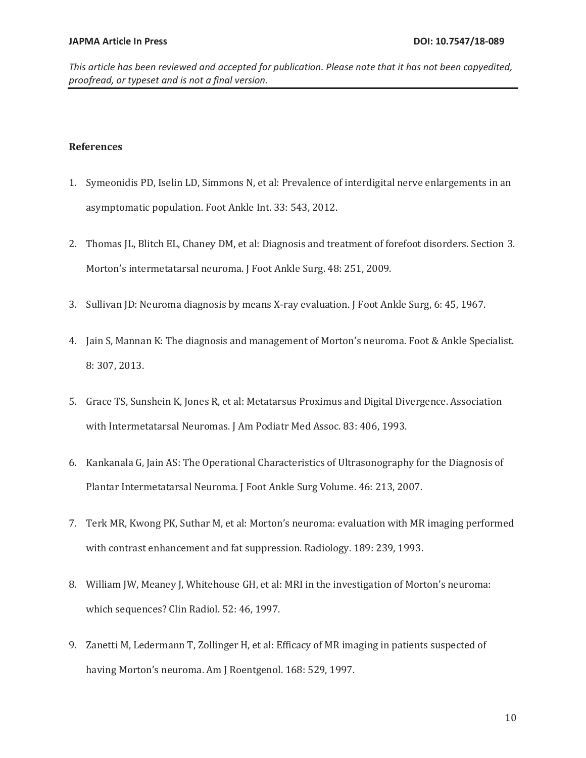## References

1. Symeonidis PD, Iselin LD, Simmons N, et al: Prevalence of interdigital nerve enlargements in an asymptomatic population. Foot Ankle Int. 33: 543, 2012.
2. Thomas JL, Blitch EL, Chaney DM, et al: Diagnosis and treatment of forefoot disorders. Section 3. Morton's intermetatarsal neuroma. J Foot Ankle Surg. 48: 251, 2009.
3. Sullivan JD: Neuroma diagnosis by means X-ray evaluation. J Foot Ankle Surg, 6: 45, 1967.
4. Jain S, Mannan K: The diagnosis and management of Morton's neuroma. Foot & Ankle Specialist. 8: 307, 2013.
5. Grace TS, Sunshein K, Jones R, et al: Metatarsus Proximus and Digital Divergence. Association with Intermetatarsal Neuromas. J Am Podiatr Med Assoc. 83: 406, 1993.
6. Kankanala G, Jain AS: The Operational Characteristics of Ultrasonography for the Diagnosis of Plantar Intermetatarsal Neuroma. J Foot Ankle Surg Volume. 46: 213, 2007.
7. Terk MR, Kwong PK, Suthar M, et al: Morton's neuroma: evaluation with MR imaging performed with contrast enhancement and fat suppression. Radiology. 189: 239, 1993.
8. William JW, Meaney J, Whitehouse GH, et al: MRI in the investigation of Morton's neuroma: which sequences? Clin Radiol. 52: 46, 1997.
9. Zanetti M, Ledermann T, Zollinger H, et al: Efficacy of MR imaging in patients suspected of having Morton's neuroma. Am J Roentgenol. 168: 529, 1997.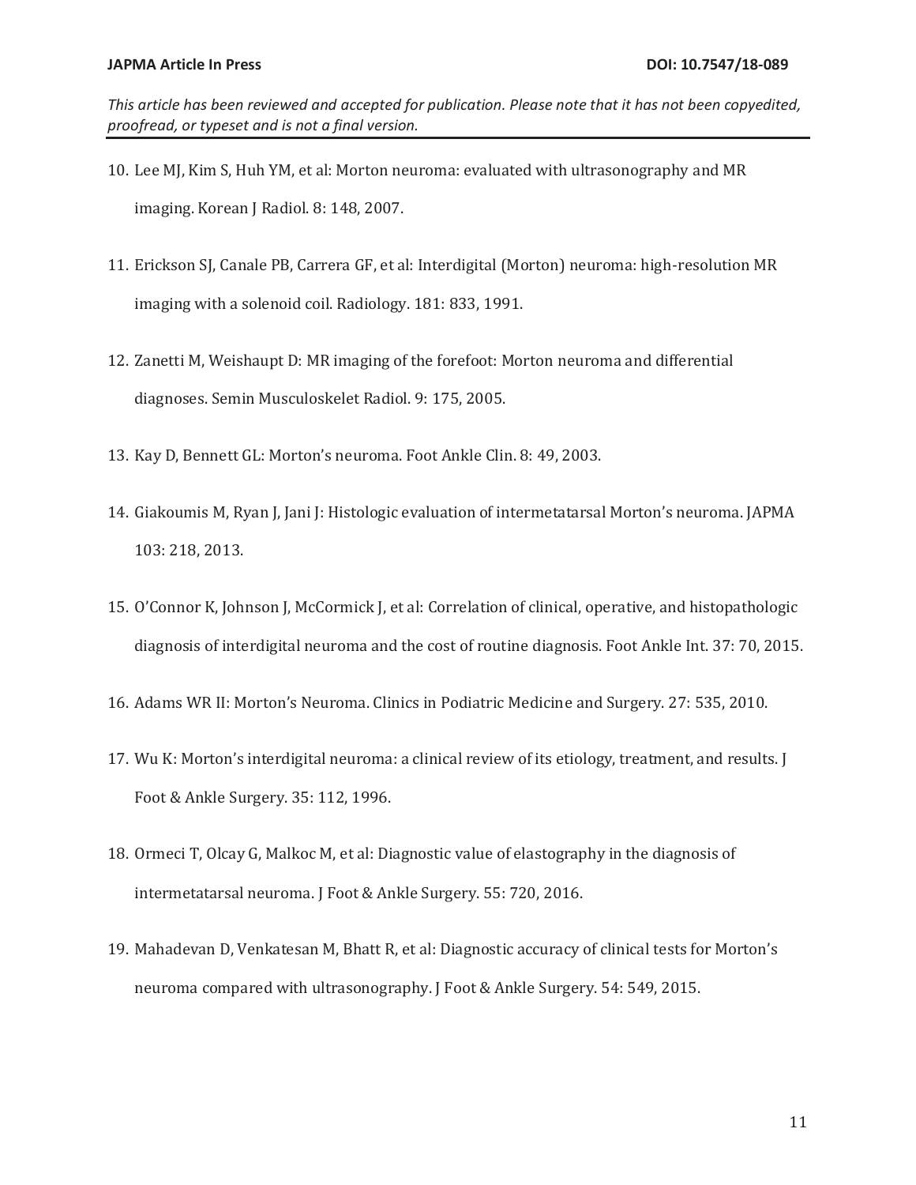10. Lee MJ, Kim S, Huh YM, et al: Morton neuroma: evaluated with ultrasonography and MR imaging. Korean J Radiol. 8: 148, 2007.

11. Erickson SJ, Canale PB, Carrera GF, et al: Interdigital (Morton) neuroma: high-resolution MR imaging with a solenoid coil. Radiology. 181: 833, 1991.

12. Zanetti M, Weishaupt D: MR imaging of the forefoot: Morton neuroma and differential diagnoses. Semin Musculoskelet Radiol. 9: 175, 2005.

13. Kay D, Bennett GL: Morton's neuroma. Foot Ankle Clin. 8: 49, 2003.

14. Giakoumis M, Ryan J, Jani J: Histologic evaluation of intermetatarsal Morton's neuroma. JAPMA 103: 218, 2013.

15. O'Connor K, Johnson J, McCormick J, et al: Correlation of clinical, operative, and histopathologic diagnosis of interdigital neuroma and the cost of routine diagnosis. Foot Ankle Int. 37: 70, 2015.

16. Adams WR II: Morton's Neuroma. Clinics in Podiatric Medicine and Surgery. 27: 535, 2010.

17. Wu K: Morton's interdigital neuroma: a clinical review of its etiology, treatment, and results. J Foot & Ankle Surgery. 35: 112, 1996.

18. Ormeci T, Olcay G, Malkoc M, et al: Diagnostic value of elastography in the diagnosis of intermetatarsal neuroma. J Foot & Ankle Surgery. 55: 720, 2016.

19. Mahadevan D, Venkatesan M, Bhatt R, et al: Diagnostic accuracy of clinical tests for Morton's neuroma compared with ultrasonography. J Foot & Ankle Surgery. 54: 549, 2015.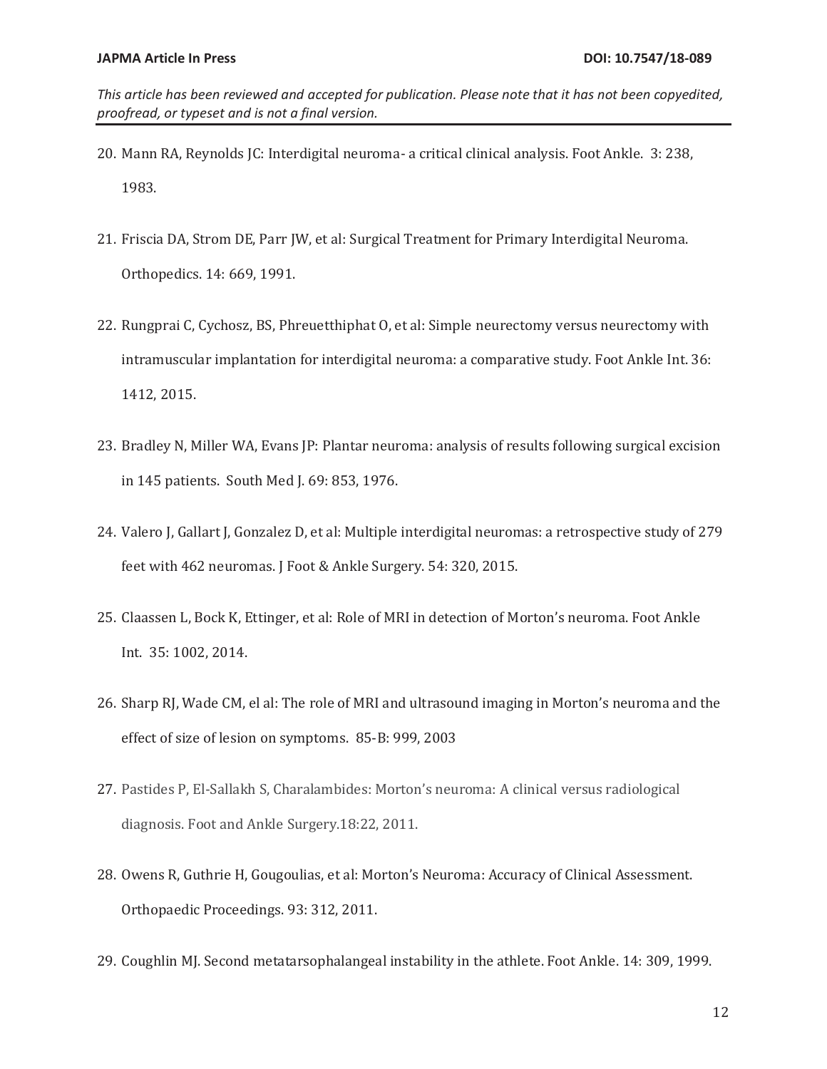20. Mann RA, Reynolds JC: Interdigital neuroma- a critical clinical analysis. Foot Ankle. 3: 238, 1983.

21. Friscia DA, Strom DE, Parr JW, et al: Surgical Treatment for Primary Interdigital Neuroma. Orthopedics. 14: 669, 1991.

22. Rungprai C, Cychosz, BS, Phreuetthiphat O, et al: Simple neurectomy versus neurectomy with intramuscular implantation for interdigital neuroma: a comparative study. Foot Ankle Int. 36: 1412, 2015.

23. Bradley N, Miller WA, Evans JP: Plantar neuroma: analysis of results following surgical excision in 145 patients. South Med J. 69: 853, 1976.

24. Valero J, Gallart J, Gonzalez D, et al: Multiple interdigital neuromas: a retrospective study of 279 feet with 462 neuromas. J Foot & Ankle Surgery. 54: 320, 2015.

25. Claassen L, Bock K, Ettinger, et al: Role of MRI in detection of Morton's neuroma. Foot Ankle Int. 35: 1002, 2014.

26. Sharp RJ, Wade CM, el al: The role of MRI and ultrasound imaging in Morton's neuroma and the effect of size of lesion on symptoms. 85-B: 999, 2003

27. Pastides P, El-Sallakh S, Charalambides: Morton's neuroma: A clinical versus radiological diagnosis. Foot and Ankle Surgery.18:22, 2011.

28. Owens R, Guthrie H, Gougoulias, et al: Morton's Neuroma: Accuracy of Clinical Assessment. Orthopaedic Proceedings. 93: 312, 2011.

29. Coughlin MJ. Second metatarsophalangeal instability in the athlete. Foot Ankle. 14: 309, 1999.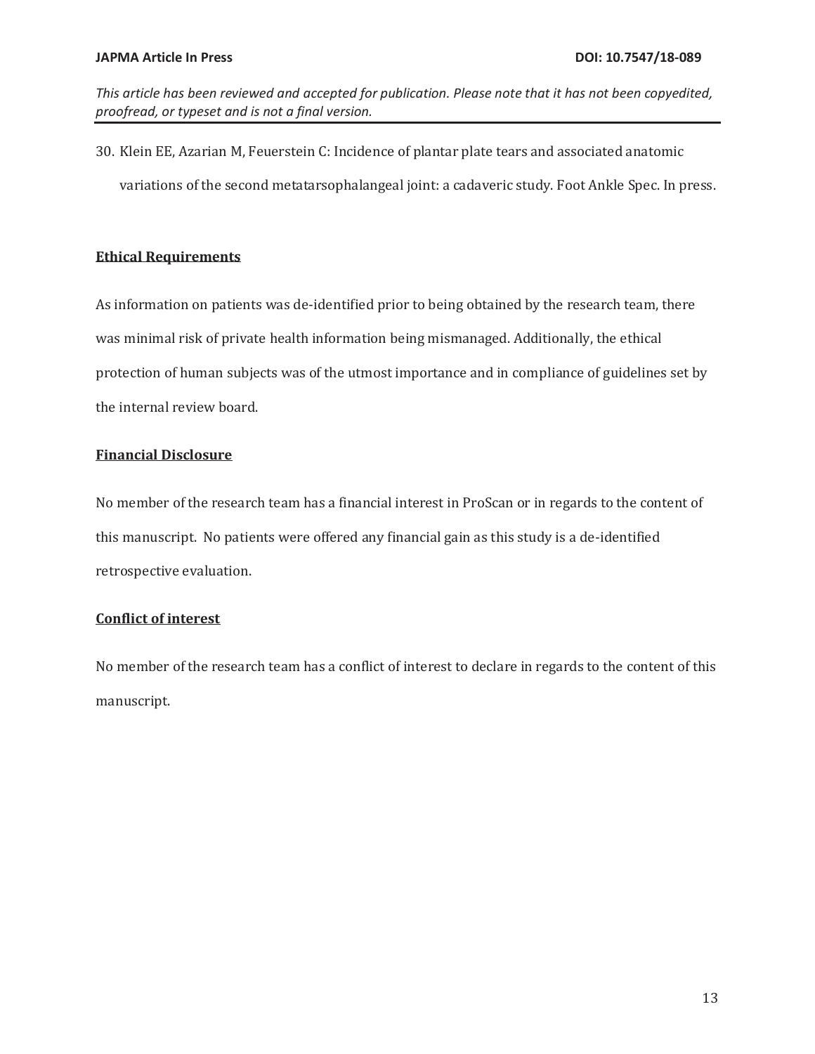30. Klein EE, Azarian M, Feuerstein C: Incidence of plantar plate tears and associated anatomic variations of the second metatarsophalangeal joint: a cadaveric study. Foot Ankle Spec. In press.

## Ethical Requirements

As information on patients was de-identified prior to being obtained by the research team, there was minimal risk of private health information being mismanaged. Additionally, the ethical protection of human subjects was of the utmost importance and in compliance of guidelines set by the internal review board.

## Financial Disclosure

No member of the research team has a financial interest in ProScan or in regards to the content of this manuscript.  No patients were offered any financial gain as this study is a de-identified retrospective evaluation.

## Conflict of interest

No member of the research team has a conflict of interest to declare in regards to the content of this manuscript.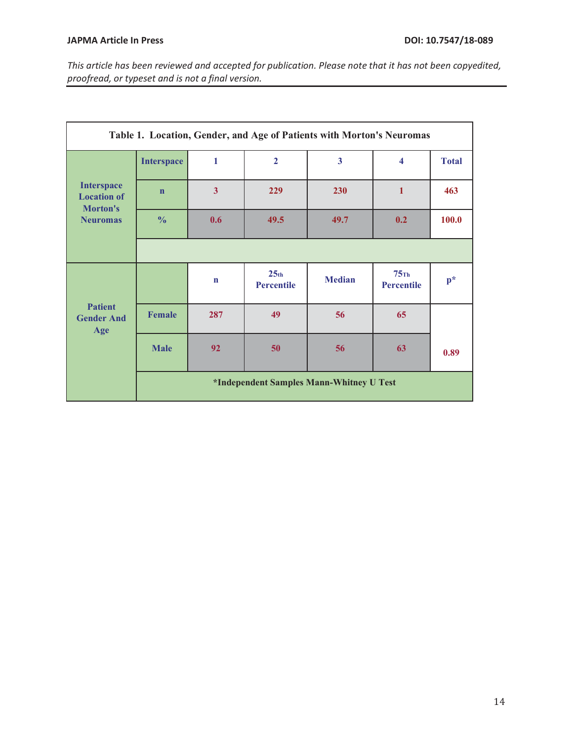Table 1. Location, Gender, and Age of Patients with Morton's Neuromas

| | Interspace | 1 | 2 | 3 | 4 | Total |
|---|---|---|---|---|---|---|
| Interspace Location of Morton's Neuromas | n | 3 | 229 | 230 | 1 | 463 |
| | % | 0.6 | 49.5 | 49.7 | 0.2 | 100.0 |
| | | n | 25th Percentile | Median | 75Th Percentile | p* |
| Patient Gender And Age | Female | 287 | 49 | 56 | 65 | 0.89 |
| | Male | 92 | 50 | 56 | 63 | |

*Independent Samples Mann-Whitney U Test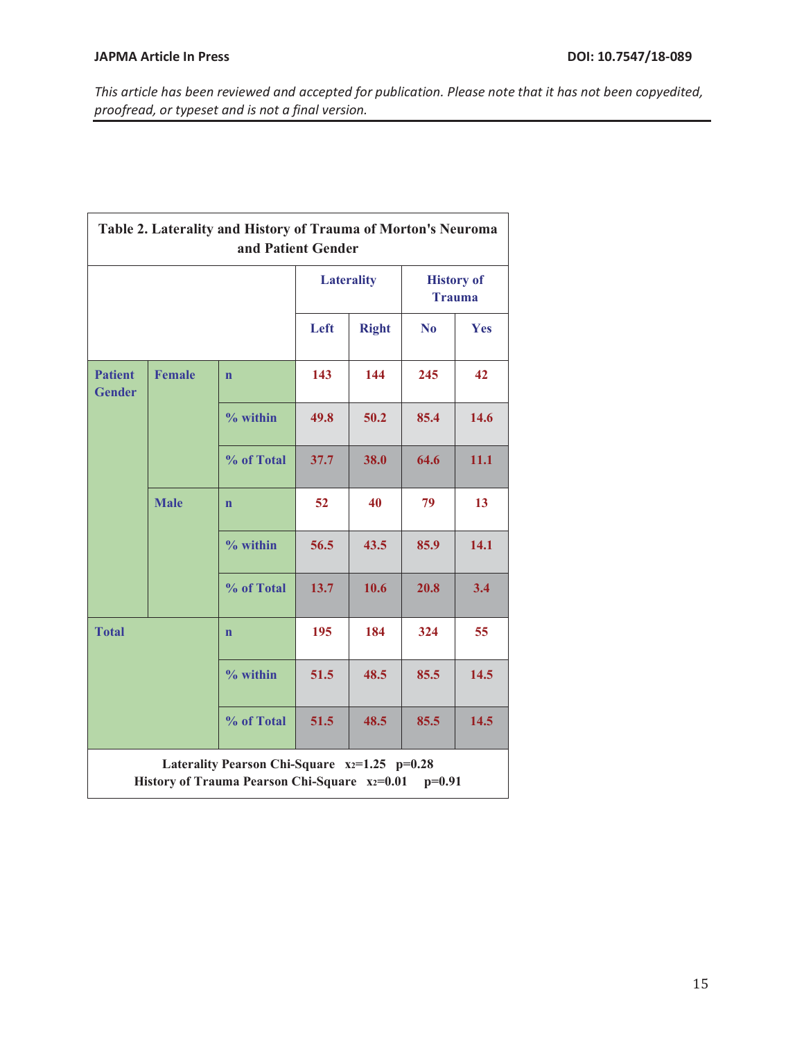**Table 2. Laterality and History of Trauma of Morton's Neuroma and Patient Gender**

| | | | Laterality | | History of Trauma | |
|---|---|---|---|---|---|---|
| | | | Left | Right | No | Yes |
| Patient Gender | Female | n | 143 | 144 | 245 | 42 |
| | | % within | 49.8 | 50.2 | 85.4 | 14.6 |
| | | % of Total | 37.7 | 38.0 | 64.6 | 11.1 |
| | Male | n | 52 | 40 | 79 | 13 |
| | | % within | 56.5 | 43.5 | 85.9 | 14.1 |
| | | % of Total | 13.7 | 10.6 | 20.8 | 3.4 |
| Total | | n | 195 | 184 | 324 | 55 |
| | | % within | 51.5 | 48.5 | 85.5 | 14.5 |
| | | % of Total | 51.5 | 48.5 | 85.5 | 14.5 |

Laterality Pearson Chi-Square $x_2$=1.25 p=0.28
History of Trauma Pearson Chi-Square $x_2$=0.01 p=0.91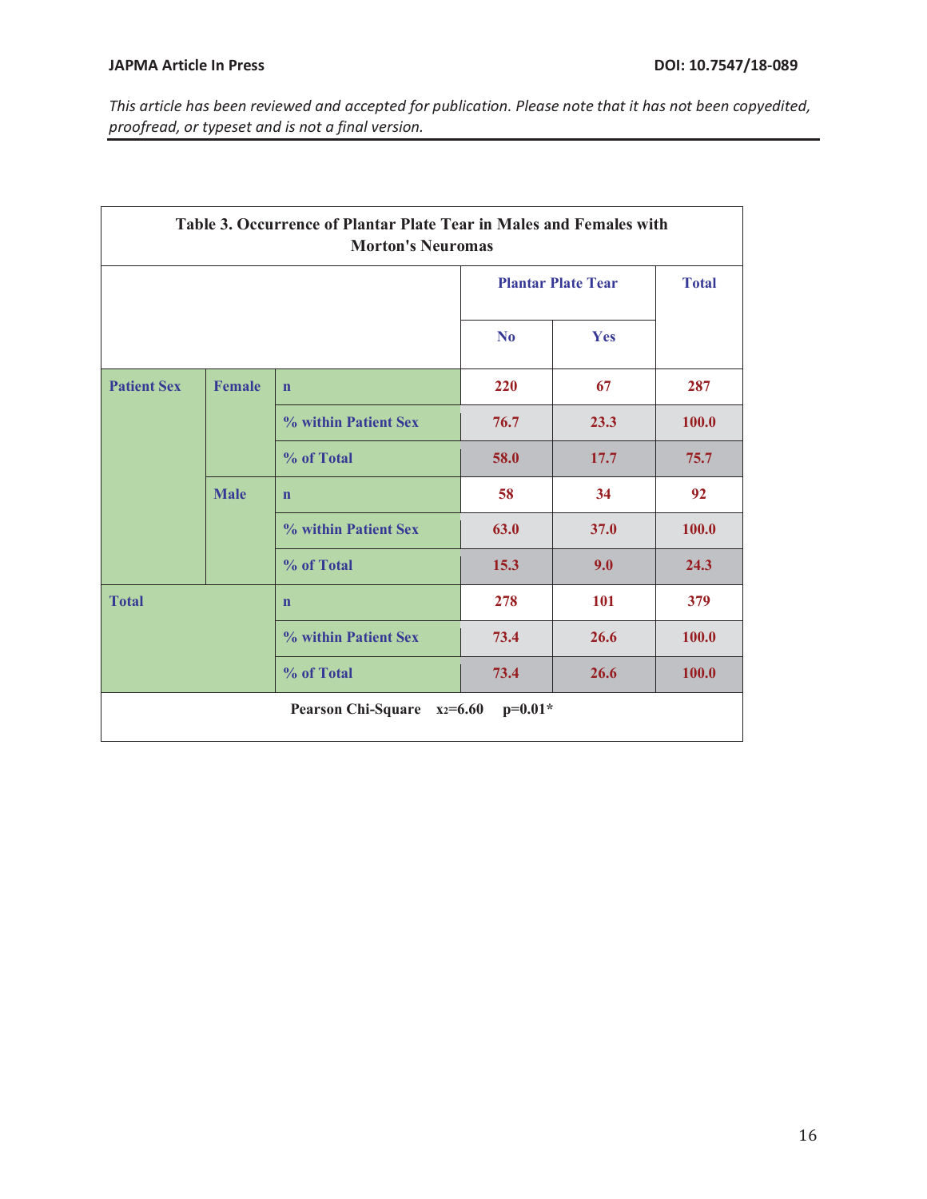**Table 3. Occurrence of Plantar Plate Tear in Males and Females with Morton's Neuromas**

| | | | Plantar Plate Tear | | Total |
|---|---|---|---|---|---|
| | | | No | Yes | |
| Patient Sex | Female | n | 220 | 67 | 287 |
| | | % within Patient Sex | 76.7 | 23.3 | 100.0 |
| | | % of Total | 58.0 | 17.7 | 75.7 |
| | Male | n | 58 | 34 | 92 |
| | | % within Patient Sex | 63.0 | 37.0 | 100.0 |
| | | % of Total | 15.3 | 9.0 | 24.3 |
| Total | | n | 278 | 101 | 379 |
| | | % within Patient Sex | 73.4 | 26.6 | 100.0 |
| | | % of Total | 73.4 | 26.6 | 100.0 |

Pearson Chi-Square $x_2=6.60$ $p=0.01$*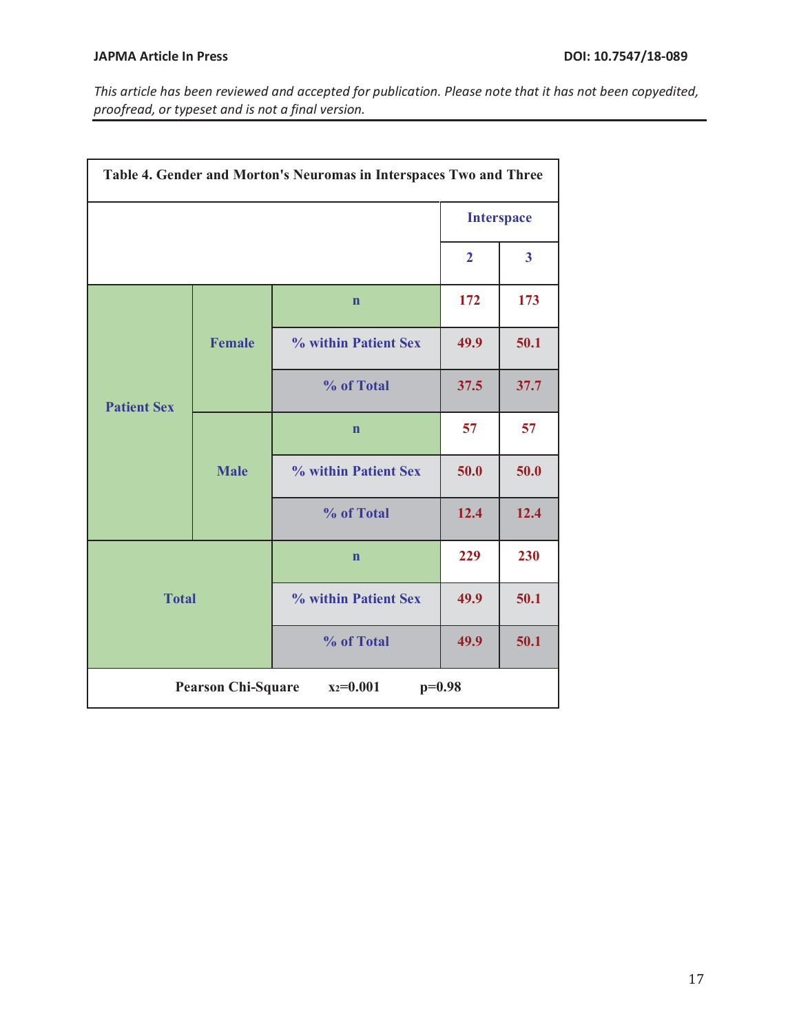**Table 4. Gender and Morton's Neuromas in Interspaces Two and Three**

| | | | Interspace | |
|---|---|---|---|---|
| | | | 2 | 3 |
| Patient Sex | Female | n | 172 | 173 |
| | | % within Patient Sex | 49.9 | 50.1 |
| | | % of Total | 37.5 | 37.7 |
| | Male | n | 57 | 57 |
| | | % within Patient Sex | 50.0 | 50.0 |
| | | % of Total | 12.4 | 12.4 |
| Total | | n | 229 | 230 |
| | | % within Patient Sex | 49.9 | 50.1 |
| | | % of Total | 49.9 | 50.1 |

Pearson Chi-Square $x_2=0.001$ $p=0.98$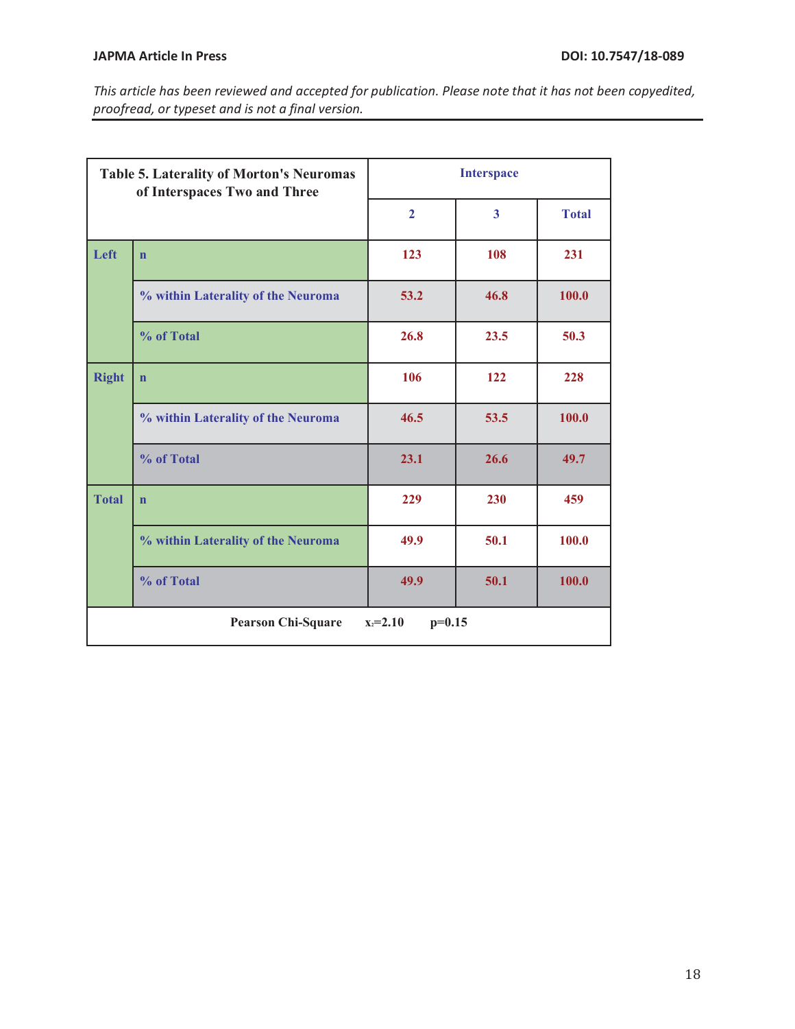| Table 5. Laterality of Morton's Neuromas of Interspaces Two and Three | | Interspace | | |
|---|---|---|---|---|
| | | 2 | 3 | Total |
| Left | n | 123 | 108 | 231 |
| | % within Laterality of the Neuroma | 53.2 | 46.8 | 100.0 |
| | % of Total | 26.8 | 23.5 | 50.3 |
| Right | n | 106 | 122 | 228 |
| | % within Laterality of the Neuroma | 46.5 | 53.5 | 100.0 |
| | % of Total | 23.1 | 26.6 | 49.7 |
| Total | n | 229 | 230 | 459 |
| | % within Laterality of the Neuroma | 49.9 | 50.1 | 100.0 |
| | % of Total | 49.9 | 50.1 | 100.0 |
| Pearson Chi-Square $x_2$=2.10 p=0.15 | | | | |